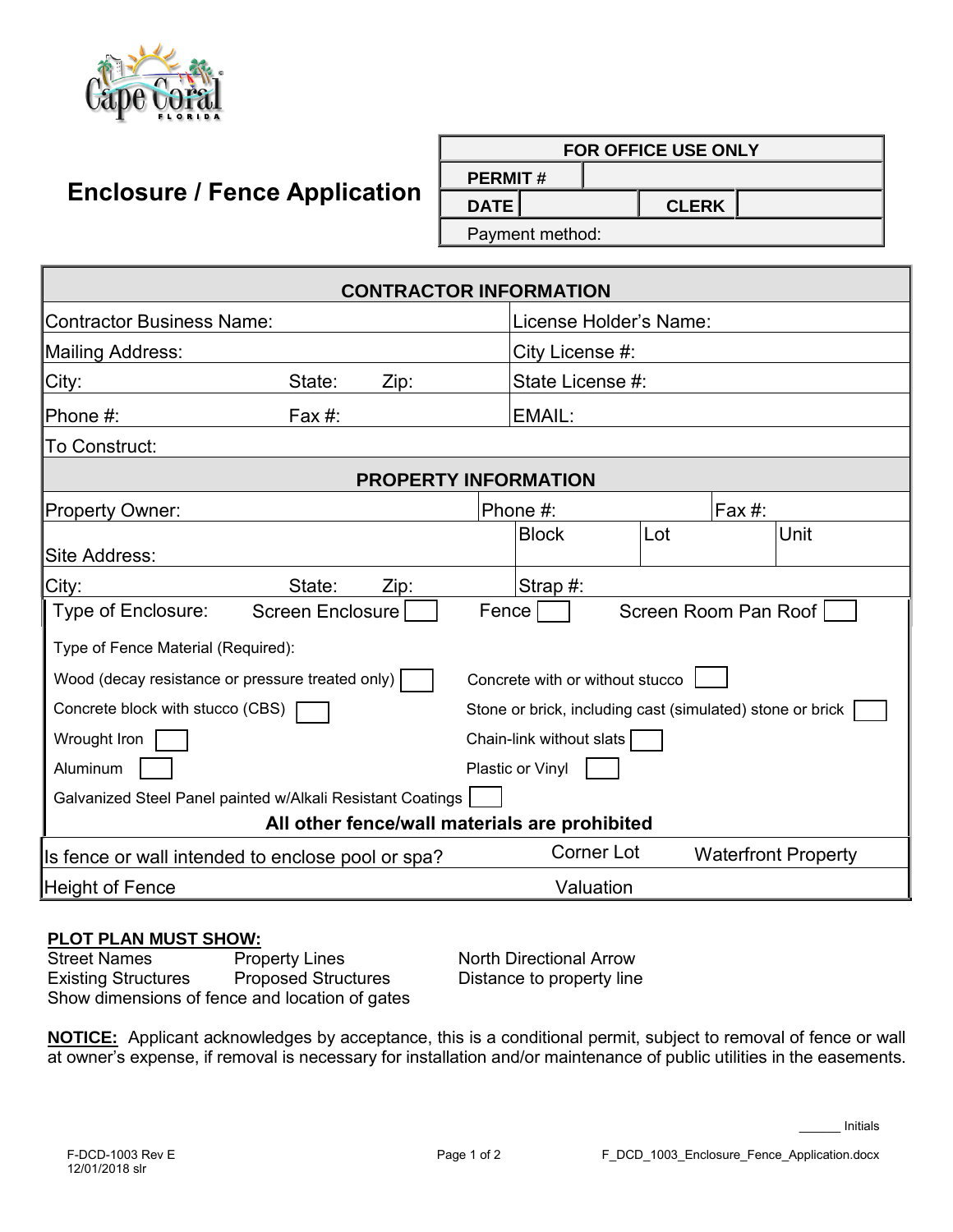# Enclosure / Fence Application

| FOR OFFICE USE ONLY | | | |
|---|---|---|---|
| PERMIT # | | | |
| DATE | | CLERK | |
| Payment method: | | | |

| CONTRACTOR INFORMATION | | | |
|---|---|---|---|
| Contractor Business Name: | | | License Holder's Name: |
| Mailing Address: | | | City License #: |
| City: | State: | Zip: | State License #: |
| Phone #: | Fax #: | | EMAIL: |
| To Construct: | | | |

| PROPERTY INFORMATION | | | | |
|---|---|---|---|---|
| Property Owner: | Phone #: | | Fax #: | |
| Site Address: | Block | Lot | | Unit |
| City: State: Zip: | Strap #: | | | |

Type of Enclosure: Screen Enclosure ☐ Fence ☐ Screen Room Pan Roof ☐

Type of Fence Material (Required):

- Wood (decay resistance or pressure treated only) ☐
- Concrete with or without stucco ☐
- Concrete block with stucco (CBS) ☐
- Stone or brick, including cast (simulated) stone or brick ☐
- Wrought Iron ☐
- Chain-link without slats ☐
- Aluminum ☐
- Plastic or Vinyl ☐
- Galvanized Steel Panel painted w/Alkali Resistant Coatings ☐

**All other fence/wall materials are prohibited**

| Is fence or wall intended to enclose pool or spa? | Corner Lot | Waterfront Property |
|---|---|---|
| Height of Fence | Valuation | |

**PLOT PLAN MUST SHOW:**

Street Names — Property Lines — North Directional Arrow
Existing Structures — Proposed Structures — Distance to property line
Show dimensions of fence and location of gates

**NOTICE:** Applicant acknowledges by acceptance, this is a conditional permit, subject to removal of fence or wall at owner's expense, if removal is necessary for installation and/or maintenance of public utilities in the easements.

______ Initials

F-DCD-1003 Rev E
12/01/2018 slr

F_DCD_1003_Enclosure_Fence_Application.docx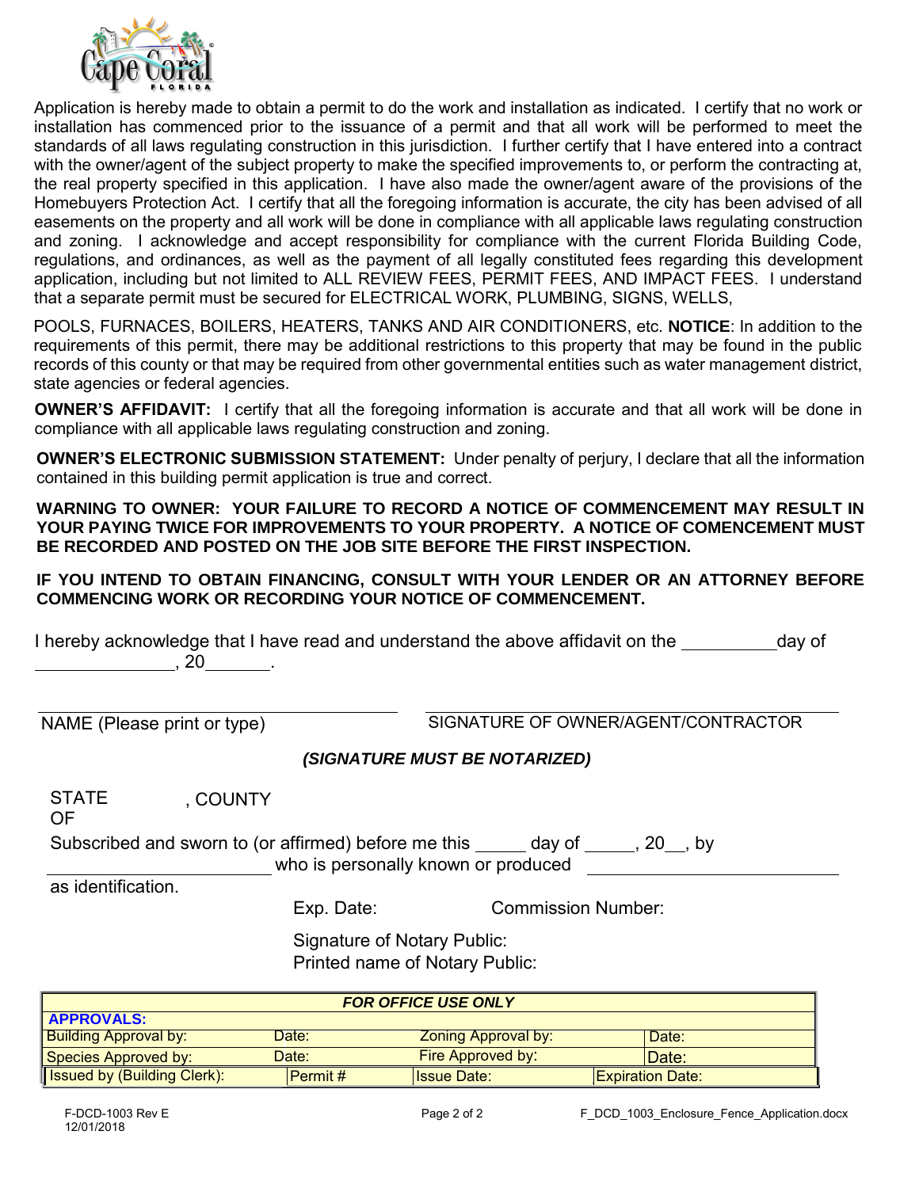Application is hereby made to obtain a permit to do the work and installation as indicated. I certify that no work or installation has commenced prior to the issuance of a permit and that all work will be performed to meet the standards of all laws regulating construction in this jurisdiction. I further certify that I have entered into a contract with the owner/agent of the subject property to make the specified improvements to, or perform the contracting at, the real property specified in this application. I have also made the owner/agent aware of the provisions of the Homebuyers Protection Act. I certify that all the foregoing information is accurate, the city has been advised of all easements on the property and all work will be done in compliance with all applicable laws regulating construction and zoning. I acknowledge and accept responsibility for compliance with the current Florida Building Code, regulations, and ordinances, as well as the payment of all legally constituted fees regarding this development application, including but not limited to ALL REVIEW FEES, PERMIT FEES, AND IMPACT FEES. I understand that a separate permit must be secured for ELECTRICAL WORK, PLUMBING, SIGNS, WELLS,

POOLS, FURNACES, BOILERS, HEATERS, TANKS AND AIR CONDITIONERS, etc. **NOTICE**: In addition to the requirements of this permit, there may be additional restrictions to this property that may be found in the public records of this county or that may be required from other governmental entities such as water management district, state agencies or federal agencies.

**OWNER'S AFFIDAVIT:** I certify that all the foregoing information is accurate and that all work will be done in compliance with all applicable laws regulating construction and zoning.

**OWNER'S ELECTRONIC SUBMISSION STATEMENT:** Under penalty of perjury, I declare that all the information contained in this building permit application is true and correct.

**WARNING TO OWNER: YOUR FAILURE TO RECORD A NOTICE OF COMMENCEMENT MAY RESULT IN YOUR PAYING TWICE FOR IMPROVEMENTS TO YOUR PROPERTY. A NOTICE OF COMENCEMENT MUST BE RECORDED AND POSTED ON THE JOB SITE BEFORE THE FIRST INSPECTION.**

**IF YOU INTEND TO OBTAIN FINANCING, CONSULT WITH YOUR LENDER OR AN ATTORNEY BEFORE COMMENCING WORK OR RECORDING YOUR NOTICE OF COMMENCEMENT.**

I hereby acknowledge that I have read and understand the above affidavit on the __________day of ______________, 20______.

______________________________ ______________________________

NAME (Please print or type) SIGNATURE OF OWNER/AGENT/CONTRACTOR

***(SIGNATURE MUST BE NOTARIZED)***

STATE OF , COUNTY

Subscribed and sworn to (or affirmed) before me this _____ day of _____, 20__, by ______________________ who is personally known or produced ______________________ as identification.

Exp. Date: Commission Number:

Signature of Notary Public:
Printed name of Notary Public:

| ***FOR OFFICE USE ONLY*** | | | | |
|---|---|---|---|---|
| **APPROVALS:** | | | | |
| Building Approval by: | Date: | Zoning Approval by: | | Date: |
| Species Approved by: | Date: | Fire Approved by: | | Date: |
| Issued by (Building Clerk): | Permit # | Issue Date: | Expiration Date: | |

F-DCD-1003 Rev E
12/01/2018

F_DCD_1003_Enclosure_Fence_Application.docx